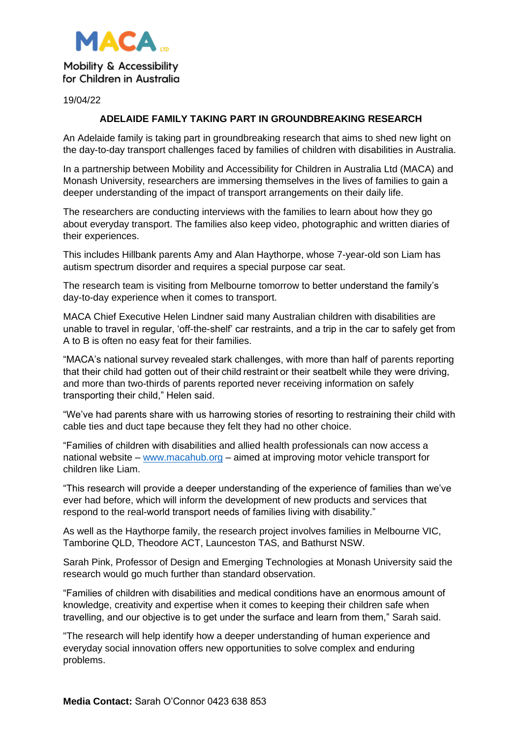MACA LTD

Mobility & Accessibility for Children in Australia

19/04/22

**ADELAIDE FAMILY TAKING PART IN GROUNDBREAKING RESEARCH**

An Adelaide family is taking part in groundbreaking research that aims to shed new light on the day-to-day transport challenges faced by families of children with disabilities in Australia.

In a partnership between Mobility and Accessibility for Children in Australia Ltd (MACA) and Monash University, researchers are immersing themselves in the lives of families to gain a deeper understanding of the impact of transport arrangements on their daily life.

The researchers are conducting interviews with the families to learn about how they go about everyday transport. The families also keep video, photographic and written diaries of their experiences.

This includes Hillbank parents Amy and Alan Haythorpe, whose 7-year-old son Liam has autism spectrum disorder and requires a special purpose car seat.

The research team is visiting from Melbourne tomorrow to better understand the family's day-to-day experience when it comes to transport.

MACA Chief Executive Helen Lindner said many Australian children with disabilities are unable to travel in regular, 'off-the-shelf' car restraints, and a trip in the car to safely get from A to B is often no easy feat for their families.

"MACA's national survey revealed stark challenges, with more than half of parents reporting that their child had gotten out of their child restraint or their seatbelt while they were driving, and more than two-thirds of parents reported never receiving information on safely transporting their child," Helen said.

"We've had parents share with us harrowing stories of resorting to restraining their child with cable ties and duct tape because they felt they had no other choice.

"Families of children with disabilities and allied health professionals can now access a national website – www.macahub.org – aimed at improving motor vehicle transport for children like Liam.

"This research will provide a deeper understanding of the experience of families than we've ever had before, which will inform the development of new products and services that respond to the real-world transport needs of families living with disability."

As well as the Haythorpe family, the research project involves families in Melbourne VIC, Tamborine QLD, Theodore ACT, Launceston TAS, and Bathurst NSW.

Sarah Pink, Professor of Design and Emerging Technologies at Monash University said the research would go much further than standard observation.

"Families of children with disabilities and medical conditions have an enormous amount of knowledge, creativity and expertise when it comes to keeping their children safe when travelling, and our objective is to get under the surface and learn from them," Sarah said.

"The research will help identify how a deeper understanding of human experience and everyday social innovation offers new opportunities to solve complex and enduring problems.

**Media Contact:** Sarah O'Connor 0423 638 853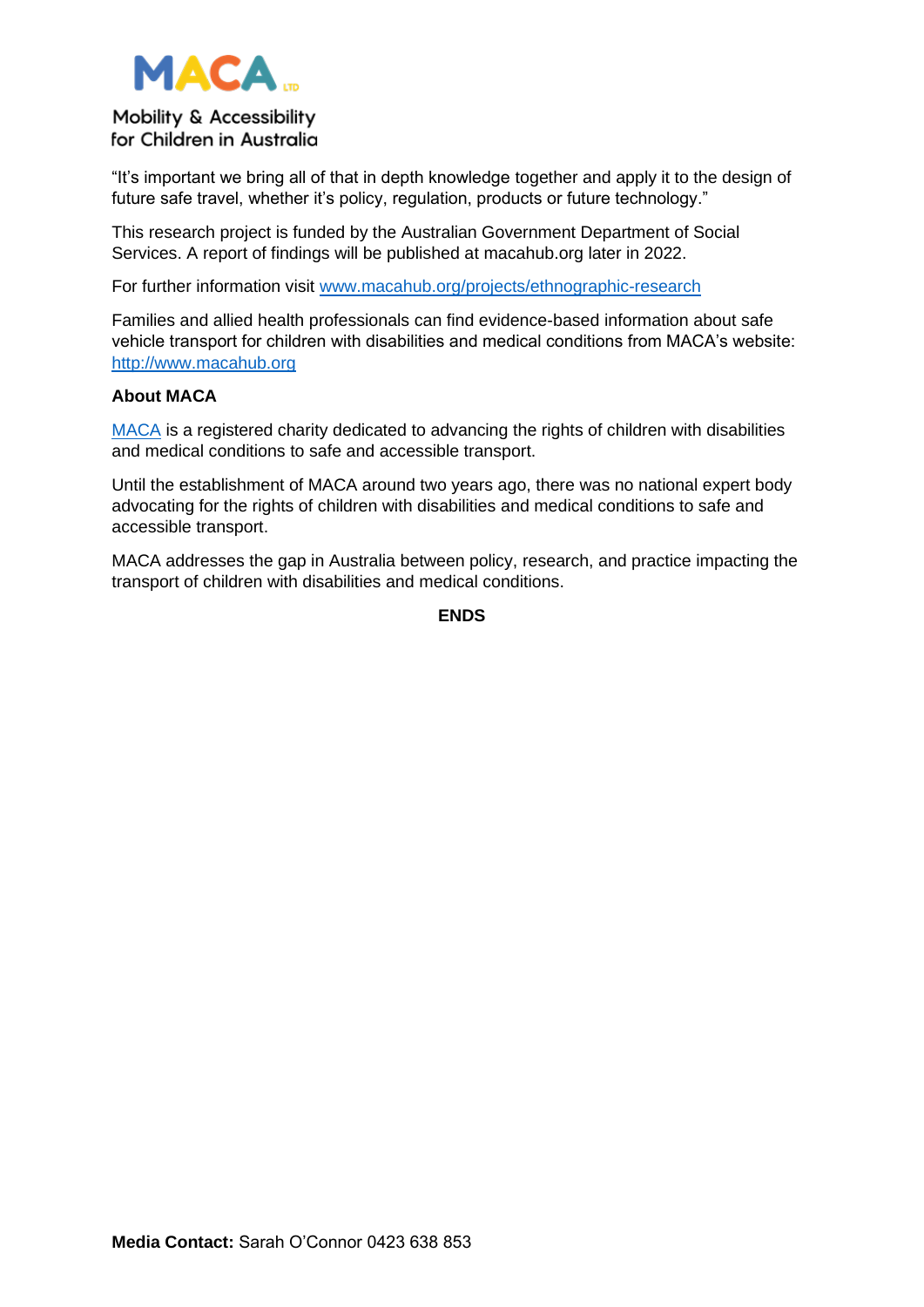"It's important we bring all of that in depth knowledge together and apply it to the design of future safe travel, whether it's policy, regulation, products or future technology."

This research project is funded by the Australian Government Department of Social Services. A report of findings will be published at macahub.org later in 2022.

For further information visit [www.macahub.org/projects/ethnographic-research](www.macahub.org/projects/ethnographic-research)

Families and allied health professionals can find evidence-based information about safe vehicle transport for children with disabilities and medical conditions from MACA's website: [http://www.macahub.org](http://www.macahub.org)

**About MACA**

[MACA](MACA) is a registered charity dedicated to advancing the rights of children with disabilities and medical conditions to safe and accessible transport.

Until the establishment of MACA around two years ago, there was no national expert body advocating for the rights of children with disabilities and medical conditions to safe and accessible transport.

MACA addresses the gap in Australia between policy, research, and practice impacting the transport of children with disabilities and medical conditions.

**ENDS**

**Media Contact:** Sarah O'Connor 0423 638 853